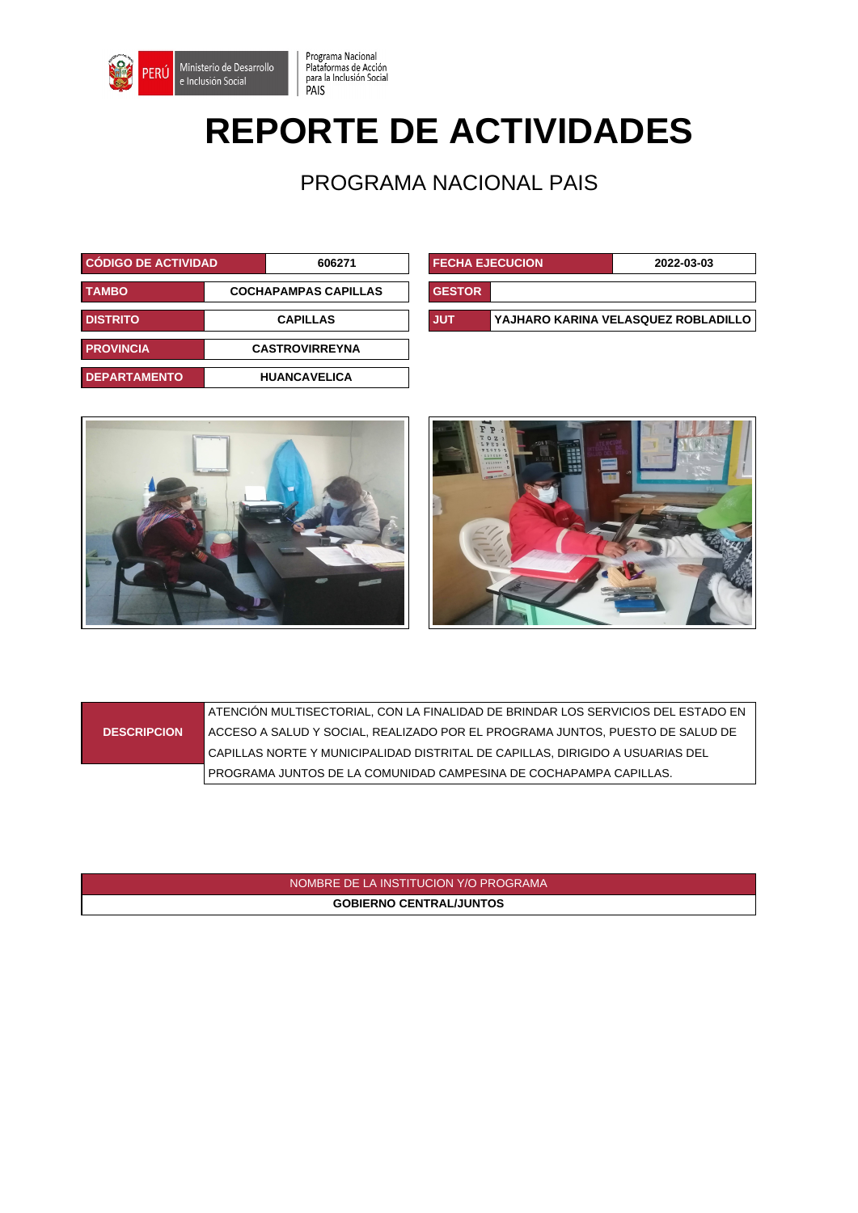Programa Nacional Plataformas de Acción para la Inclusión Social PAIS

# REPORTE DE ACTIVIDADES

## PROGRAMA NACIONAL PAIS

| CÓDIGO DE ACTIVIDAD | 606271 |
|---|---|
| TAMBO | COCHAPAMPAS CAPILLAS |
| DISTRITO | CAPILLAS |
| PROVINCIA | CASTROVIRREYNA |
| DEPARTAMENTO | HUANCAVELICA |

| FECHA EJECUCION | 2022-03-03 |
|---|---|
| GESTOR | |
| JUT | YAJHARO KARINA VELASQUEZ ROBLADILLO |

| DESCRIPCION | ATENCIÓN MULTISECTORIAL, CON LA FINALIDAD DE BRINDAR LOS SERVICIOS DEL ESTADO EN ACCESO A SALUD Y SOCIAL, REALIZADO POR EL PROGRAMA JUNTOS, PUESTO DE SALUD DE CAPILLAS NORTE Y MUNICIPALIDAD DISTRITAL DE CAPILLAS, DIRIGIDO A USUARIAS DEL PROGRAMA JUNTOS DE LA COMUNIDAD CAMPESINA DE COCHAPAMPA CAPILLAS. |
|---|---|

| NOMBRE DE LA INSTITUCION Y/O PROGRAMA |
|---|
| GOBIERNO CENTRAL/JUNTOS |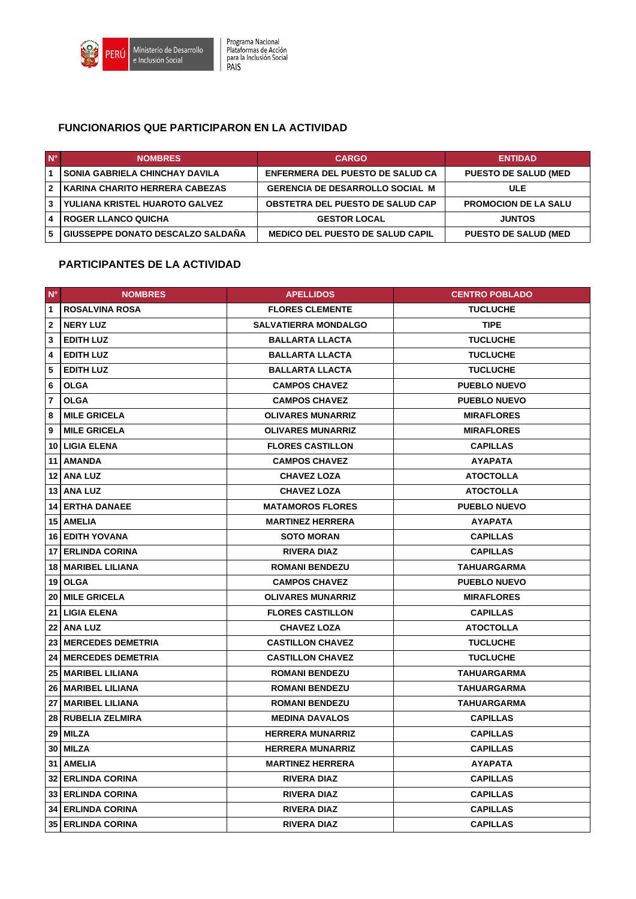Programa Nacional Plataformas de Acción para la Inclusión Social PAIS

## FUNCIONARIOS QUE PARTICIPARON EN LA ACTIVIDAD

| N° | NOMBRES | CARGO | ENTIDAD |
|---|---|---|---|
| 1 | SONIA GABRIELA CHINCHAY DAVILA | ENFERMERA DEL PUESTO DE SALUD CA | PUESTO DE SALUD (MED |
| 2 | KARINA CHARITO HERRERA CABEZAS | GERENCIA DE DESARROLLO SOCIAL M | ULE |
| 3 | YULIANA KRISTEL HUAROTO GALVEZ | OBSTETRA DEL PUESTO DE SALUD CAP | PROMOCION DE LA SALU |
| 4 | ROGER LLANCO QUICHA | GESTOR LOCAL | JUNTOS |
| 5 | GIUSSEPPE DONATO DESCALZO SALDAÑA | MEDICO DEL PUESTO DE SALUD CAPIL | PUESTO DE SALUD (MED |

## PARTICIPANTES DE LA ACTIVIDAD

| N° | NOMBRES | APELLIDOS | CENTRO POBLADO |
|---|---|---|---|
| 1 | ROSALVINA ROSA | FLORES CLEMENTE | TUCLUCHE |
| 2 | NERY LUZ | SALVATIERRA MONDALGO | TIPE |
| 3 | EDITH LUZ | BALLARTA LLACTA | TUCLUCHE |
| 4 | EDITH LUZ | BALLARTA LLACTA | TUCLUCHE |
| 5 | EDITH LUZ | BALLARTA LLACTA | TUCLUCHE |
| 6 | OLGA | CAMPOS CHAVEZ | PUEBLO NUEVO |
| 7 | OLGA | CAMPOS CHAVEZ | PUEBLO NUEVO |
| 8 | MILE GRICELA | OLIVARES MUNARRIZ | MIRAFLORES |
| 9 | MILE GRICELA | OLIVARES MUNARRIZ | MIRAFLORES |
| 10 | LIGIA ELENA | FLORES CASTILLON | CAPILLAS |
| 11 | AMANDA | CAMPOS CHAVEZ | AYAPATA |
| 12 | ANA LUZ | CHAVEZ LOZA | ATOCTOLLA |
| 13 | ANA LUZ | CHAVEZ LOZA | ATOCTOLLA |
| 14 | ERTHA DANAEE | MATAMOROS FLORES | PUEBLO NUEVO |
| 15 | AMELIA | MARTINEZ HERRERA | AYAPATA |
| 16 | EDITH YOVANA | SOTO MORAN | CAPILLAS |
| 17 | ERLINDA CORINA | RIVERA DIAZ | CAPILLAS |
| 18 | MARIBEL LILIANA | ROMANI BENDEZU | TAHUARGARMA |
| 19 | OLGA | CAMPOS CHAVEZ | PUEBLO NUEVO |
| 20 | MILE GRICELA | OLIVARES MUNARRIZ | MIRAFLORES |
| 21 | LIGIA ELENA | FLORES CASTILLON | CAPILLAS |
| 22 | ANA LUZ | CHAVEZ LOZA | ATOCTOLLA |
| 23 | MERCEDES DEMETRIA | CASTILLON CHAVEZ | TUCLUCHE |
| 24 | MERCEDES DEMETRIA | CASTILLON CHAVEZ | TUCLUCHE |
| 25 | MARIBEL LILIANA | ROMANI BENDEZU | TAHUARGARMA |
| 26 | MARIBEL LILIANA | ROMANI BENDEZU | TAHUARGARMA |
| 27 | MARIBEL LILIANA | ROMANI BENDEZU | TAHUARGARMA |
| 28 | RUBELIA ZELMIRA | MEDINA DAVALOS | CAPILLAS |
| 29 | MILZA | HERRERA MUNARRIZ | CAPILLAS |
| 30 | MILZA | HERRERA MUNARRIZ | CAPILLAS |
| 31 | AMELIA | MARTINEZ HERRERA | AYAPATA |
| 32 | ERLINDA CORINA | RIVERA DIAZ | CAPILLAS |
| 33 | ERLINDA CORINA | RIVERA DIAZ | CAPILLAS |
| 34 | ERLINDA CORINA | RIVERA DIAZ | CAPILLAS |
| 35 | ERLINDA CORINA | RIVERA DIAZ | CAPILLAS |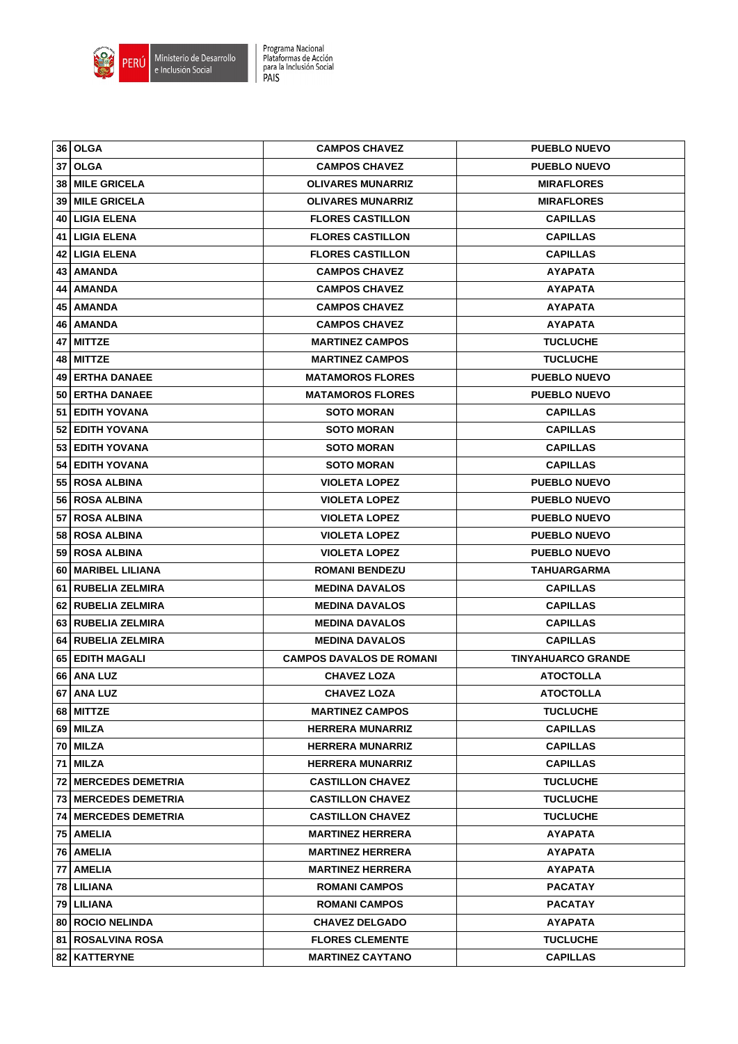| 36 | OLGA | CAMPOS CHAVEZ | PUEBLO NUEVO |
|---|---|---|---|
| 37 | OLGA | CAMPOS CHAVEZ | PUEBLO NUEVO |
| 38 | MILE GRICELA | OLIVARES MUNARRIZ | MIRAFLORES |
| 39 | MILE GRICELA | OLIVARES MUNARRIZ | MIRAFLORES |
| 40 | LIGIA ELENA | FLORES CASTILLON | CAPILLAS |
| 41 | LIGIA ELENA | FLORES CASTILLON | CAPILLAS |
| 42 | LIGIA ELENA | FLORES CASTILLON | CAPILLAS |
| 43 | AMANDA | CAMPOS CHAVEZ | AYAPATA |
| 44 | AMANDA | CAMPOS CHAVEZ | AYAPATA |
| 45 | AMANDA | CAMPOS CHAVEZ | AYAPATA |
| 46 | AMANDA | CAMPOS CHAVEZ | AYAPATA |
| 47 | MITTZE | MARTINEZ CAMPOS | TUCLUCHE |
| 48 | MITTZE | MARTINEZ CAMPOS | TUCLUCHE |
| 49 | ERTHA DANAEE | MATAMOROS FLORES | PUEBLO NUEVO |
| 50 | ERTHA DANAEE | MATAMOROS FLORES | PUEBLO NUEVO |
| 51 | EDITH YOVANA | SOTO MORAN | CAPILLAS |
| 52 | EDITH YOVANA | SOTO MORAN | CAPILLAS |
| 53 | EDITH YOVANA | SOTO MORAN | CAPILLAS |
| 54 | EDITH YOVANA | SOTO MORAN | CAPILLAS |
| 55 | ROSA ALBINA | VIOLETA LOPEZ | PUEBLO NUEVO |
| 56 | ROSA ALBINA | VIOLETA LOPEZ | PUEBLO NUEVO |
| 57 | ROSA ALBINA | VIOLETA LOPEZ | PUEBLO NUEVO |
| 58 | ROSA ALBINA | VIOLETA LOPEZ | PUEBLO NUEVO |
| 59 | ROSA ALBINA | VIOLETA LOPEZ | PUEBLO NUEVO |
| 60 | MARIBEL LILIANA | ROMANI BENDEZU | TAHUARGARMA |
| 61 | RUBELIA ZELMIRA | MEDINA DAVALOS | CAPILLAS |
| 62 | RUBELIA ZELMIRA | MEDINA DAVALOS | CAPILLAS |
| 63 | RUBELIA ZELMIRA | MEDINA DAVALOS | CAPILLAS |
| 64 | RUBELIA ZELMIRA | MEDINA DAVALOS | CAPILLAS |
| 65 | EDITH MAGALI | CAMPOS DAVALOS DE ROMANI | TINYAHUARCO GRANDE |
| 66 | ANA LUZ | CHAVEZ LOZA | ATOCTOLLA |
| 67 | ANA LUZ | CHAVEZ LOZA | ATOCTOLLA |
| 68 | MITTZE | MARTINEZ CAMPOS | TUCLUCHE |
| 69 | MILZA | HERRERA MUNARRIZ | CAPILLAS |
| 70 | MILZA | HERRERA MUNARRIZ | CAPILLAS |
| 71 | MILZA | HERRERA MUNARRIZ | CAPILLAS |
| 72 | MERCEDES DEMETRIA | CASTILLON CHAVEZ | TUCLUCHE |
| 73 | MERCEDES DEMETRIA | CASTILLON CHAVEZ | TUCLUCHE |
| 74 | MERCEDES DEMETRIA | CASTILLON CHAVEZ | TUCLUCHE |
| 75 | AMELIA | MARTINEZ HERRERA | AYAPATA |
| 76 | AMELIA | MARTINEZ HERRERA | AYAPATA |
| 77 | AMELIA | MARTINEZ HERRERA | AYAPATA |
| 78 | LILIANA | ROMANI CAMPOS | PACATAY |
| 79 | LILIANA | ROMANI CAMPOS | PACATAY |
| 80 | ROCIO NELINDA | CHAVEZ DELGADO | AYAPATA |
| 81 | ROSALVINA ROSA | FLORES CLEMENTE | TUCLUCHE |
| 82 | KATTERYNE | MARTINEZ CAYTANO | CAPILLAS |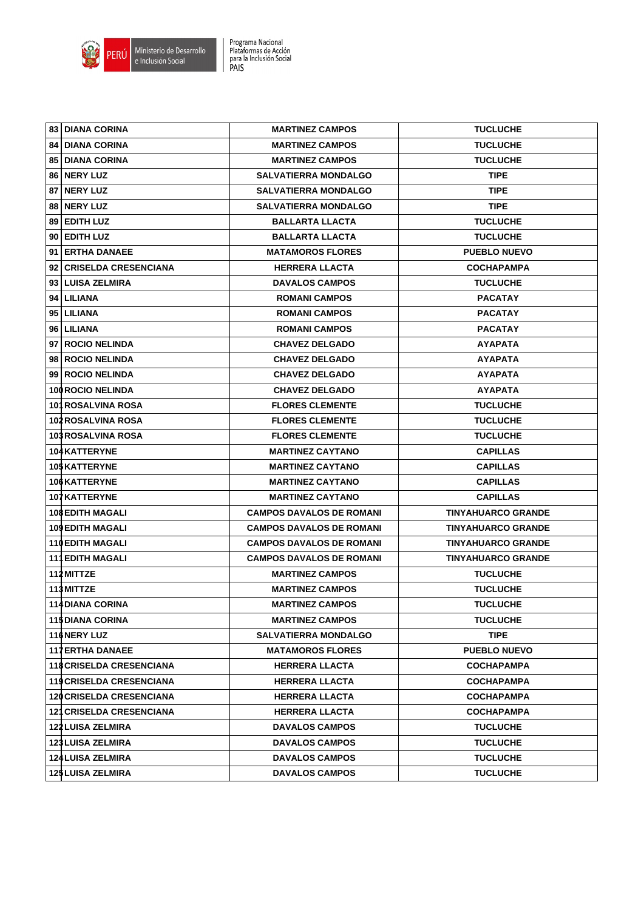| | | | |
|---|---|---|---|
| 83 | DIANA CORINA | MARTINEZ CAMPOS | TUCLUCHE |
| 84 | DIANA CORINA | MARTINEZ CAMPOS | TUCLUCHE |
| 85 | DIANA CORINA | MARTINEZ CAMPOS | TUCLUCHE |
| 86 | NERY LUZ | SALVATIERRA MONDALGO | TIPE |
| 87 | NERY LUZ | SALVATIERRA MONDALGO | TIPE |
| 88 | NERY LUZ | SALVATIERRA MONDALGO | TIPE |
| 89 | EDITH LUZ | BALLARTA LLACTA | TUCLUCHE |
| 90 | EDITH LUZ | BALLARTA LLACTA | TUCLUCHE |
| 91 | ERTHA DANAEE | MATAMOROS FLORES | PUEBLO NUEVO |
| 92 | CRISELDA CRESENCIANA | HERRERA LLACTA | COCHAPAMPA |
| 93 | LUISA ZELMIRA | DAVALOS CAMPOS | TUCLUCHE |
| 94 | LILIANA | ROMANI CAMPOS | PACATAY |
| 95 | LILIANA | ROMANI CAMPOS | PACATAY |
| 96 | LILIANA | ROMANI CAMPOS | PACATAY |
| 97 | ROCIO NELINDA | CHAVEZ DELGADO | AYAPATA |
| 98 | ROCIO NELINDA | CHAVEZ DELGADO | AYAPATA |
| 99 | ROCIO NELINDA | CHAVEZ DELGADO | AYAPATA |
| 100 | ROCIO NELINDA | CHAVEZ DELGADO | AYAPATA |
| 101 | ROSALVINA ROSA | FLORES CLEMENTE | TUCLUCHE |
| 102 | ROSALVINA ROSA | FLORES CLEMENTE | TUCLUCHE |
| 103 | ROSALVINA ROSA | FLORES CLEMENTE | TUCLUCHE |
| 104 | KATTERYNE | MARTINEZ CAYTANO | CAPILLAS |
| 105 | KATTERYNE | MARTINEZ CAYTANO | CAPILLAS |
| 106 | KATTERYNE | MARTINEZ CAYTANO | CAPILLAS |
| 107 | KATTERYNE | MARTINEZ CAYTANO | CAPILLAS |
| 108 | EDITH MAGALI | CAMPOS DAVALOS DE ROMANI | TINYAHUARCO GRANDE |
| 109 | EDITH MAGALI | CAMPOS DAVALOS DE ROMANI | TINYAHUARCO GRANDE |
| 110 | EDITH MAGALI | CAMPOS DAVALOS DE ROMANI | TINYAHUARCO GRANDE |
| 111 | EDITH MAGALI | CAMPOS DAVALOS DE ROMANI | TINYAHUARCO GRANDE |
| 112 | MITTZE | MARTINEZ CAMPOS | TUCLUCHE |
| 113 | MITTZE | MARTINEZ CAMPOS | TUCLUCHE |
| 114 | DIANA CORINA | MARTINEZ CAMPOS | TUCLUCHE |
| 115 | DIANA CORINA | MARTINEZ CAMPOS | TUCLUCHE |
| 116 | NERY LUZ | SALVATIERRA MONDALGO | TIPE |
| 117 | ERTHA DANAEE | MATAMOROS FLORES | PUEBLO NUEVO |
| 118 | CRISELDA CRESENCIANA | HERRERA LLACTA | COCHAPAMPA |
| 119 | CRISELDA CRESENCIANA | HERRERA LLACTA | COCHAPAMPA |
| 120 | CRISELDA CRESENCIANA | HERRERA LLACTA | COCHAPAMPA |
| 121 | CRISELDA CRESENCIANA | HERRERA LLACTA | COCHAPAMPA |
| 122 | LUISA ZELMIRA | DAVALOS CAMPOS | TUCLUCHE |
| 123 | LUISA ZELMIRA | DAVALOS CAMPOS | TUCLUCHE |
| 124 | LUISA ZELMIRA | DAVALOS CAMPOS | TUCLUCHE |
| 125 | LUISA ZELMIRA | DAVALOS CAMPOS | TUCLUCHE |